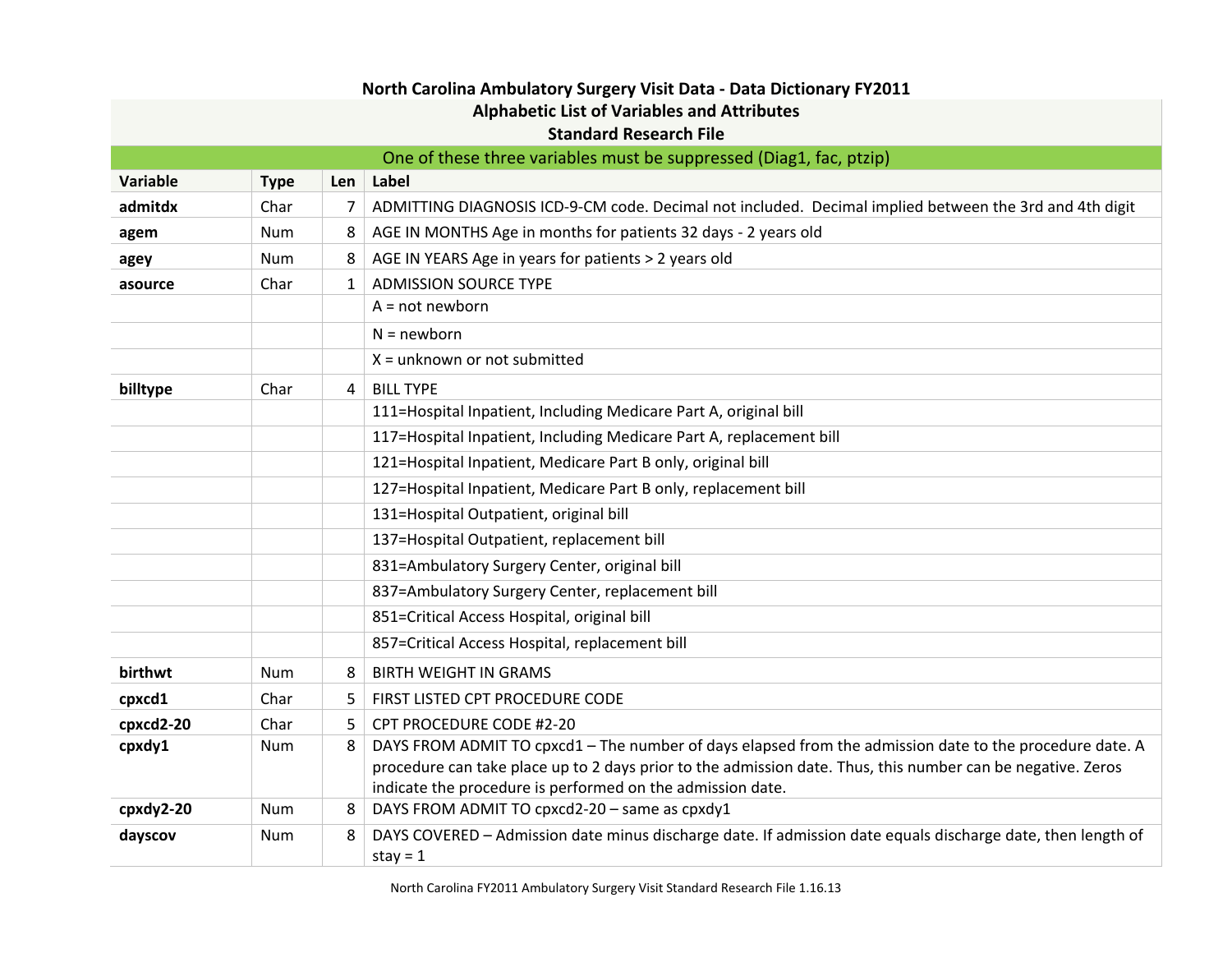# North Carolina Ambulatory Surgery Visit Data - Data Dictionary FY2011

## Alphabetic List of Variables and Attributes

## Standard Research File

One of these three variables must be suppressed (Diag1, fac, ptzip)

| Variable | Type | Len | Label |
|---|---|---|---|
| **admitdx** | Char | 7 | ADMITTING DIAGNOSIS ICD-9-CM code. Decimal not included. Decimal implied between the 3rd and 4th digit |
| **agem** | Num | 8 | AGE IN MONTHS Age in months for patients 32 days - 2 years old |
| **agey** | Num | 8 | AGE IN YEARS Age in years for patients > 2 years old |
| **asource** | Char | 1 | ADMISSION SOURCE TYPE |
| | | | A = not newborn |
| | | | N = newborn |
| | | | X = unknown or not submitted |
| **billtype** | Char | 4 | BILL TYPE |
| | | | 111=Hospital Inpatient, Including Medicare Part A, original bill |
| | | | 117=Hospital Inpatient, Including Medicare Part A, replacement bill |
| | | | 121=Hospital Inpatient, Medicare Part B only, original bill |
| | | | 127=Hospital Inpatient, Medicare Part B only, replacement bill |
| | | | 131=Hospital Outpatient, original bill |
| | | | 137=Hospital Outpatient, replacement bill |
| | | | 831=Ambulatory Surgery Center, original bill |
| | | | 837=Ambulatory Surgery Center, replacement bill |
| | | | 851=Critical Access Hospital, original bill |
| | | | 857=Critical Access Hospital, replacement bill |
| **birthwt** | Num | 8 | BIRTH WEIGHT IN GRAMS |
| **cpxcd1** | Char | 5 | FIRST LISTED CPT PROCEDURE CODE |
| **cpxcd2-20** | Char | 5 | CPT PROCEDURE CODE #2-20 |
| **cpxdy1** | Num | 8 | DAYS FROM ADMIT TO cpxcd1 – The number of days elapsed from the admission date to the procedure date. A procedure can take place up to 2 days prior to the admission date. Thus, this number can be negative. Zeros indicate the procedure is performed on the admission date. |
| **cpxdy2-20** | Num | 8 | DAYS FROM ADMIT TO cpxcd2-20 – same as cpxdy1 |
| **dayscov** | Num | 8 | DAYS COVERED – Admission date minus discharge date. If admission date equals discharge date, then length of stay = 1 |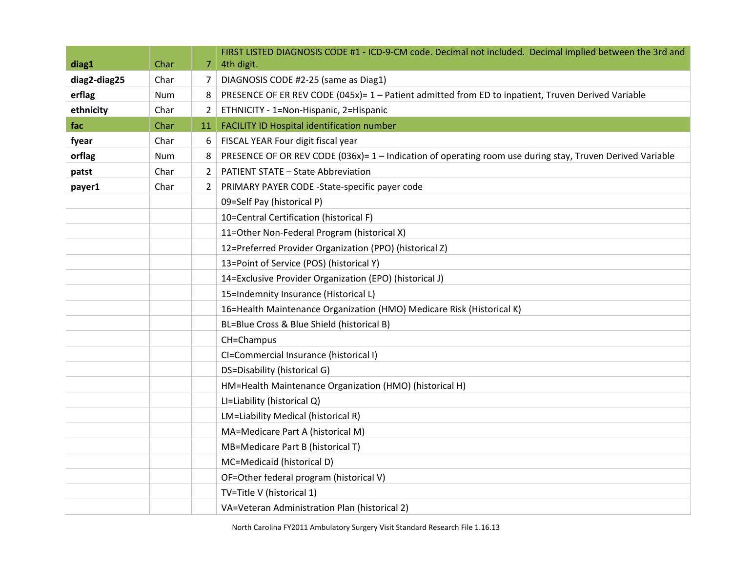| **diag1** | Char | 7 | FIRST LISTED DIAGNOSIS CODE #1 - ICD-9-CM code. Decimal not included. Decimal implied between the 3rd and 4th digit. |
|---|---|---|---|
| **diag2-diag25** | Char | 7 | DIAGNOSIS CODE #2-25 (same as Diag1) |
| **erflag** | Num | 8 | PRESENCE OF ER REV CODE (045x)= 1 – Patient admitted from ED to inpatient, Truven Derived Variable |
| **ethnicity** | Char | 2 | ETHNICITY - 1=Non-Hispanic, 2=Hispanic |
| **fac** | Char | 11 | FACILITY ID Hospital identification number |
| **fyear** | Char | 6 | FISCAL YEAR Four digit fiscal year |
| **orflag** | Num | 8 | PRESENCE OF OR REV CODE (036x)= 1 – Indication of operating room use during stay, Truven Derived Variable |
| **patst** | Char | 2 | PATIENT STATE – State Abbreviation |
| **payer1** | Char | 2 | PRIMARY PAYER CODE -State-specific payer code |
| | | | 09=Self Pay (historical P) |
| | | | 10=Central Certification (historical F) |
| | | | 11=Other Non-Federal Program (historical X) |
| | | | 12=Preferred Provider Organization (PPO) (historical Z) |
| | | | 13=Point of Service (POS) (historical Y) |
| | | | 14=Exclusive Provider Organization (EPO) (historical J) |
| | | | 15=Indemnity Insurance (Historical L) |
| | | | 16=Health Maintenance Organization (HMO) Medicare Risk (Historical K) |
| | | | BL=Blue Cross & Blue Shield (historical B) |
| | | | CH=Champus |
| | | | CI=Commercial Insurance (historical I) |
| | | | DS=Disability (historical G) |
| | | | HM=Health Maintenance Organization (HMO) (historical H) |
| | | | LI=Liability (historical Q) |
| | | | LM=Liability Medical (historical R) |
| | | | MA=Medicare Part A (historical M) |
| | | | MB=Medicare Part B (historical T) |
| | | | MC=Medicaid (historical D) |
| | | | OF=Other federal program (historical V) |
| | | | TV=Title V (historical 1) |
| | | | VA=Veteran Administration Plan (historical 2) |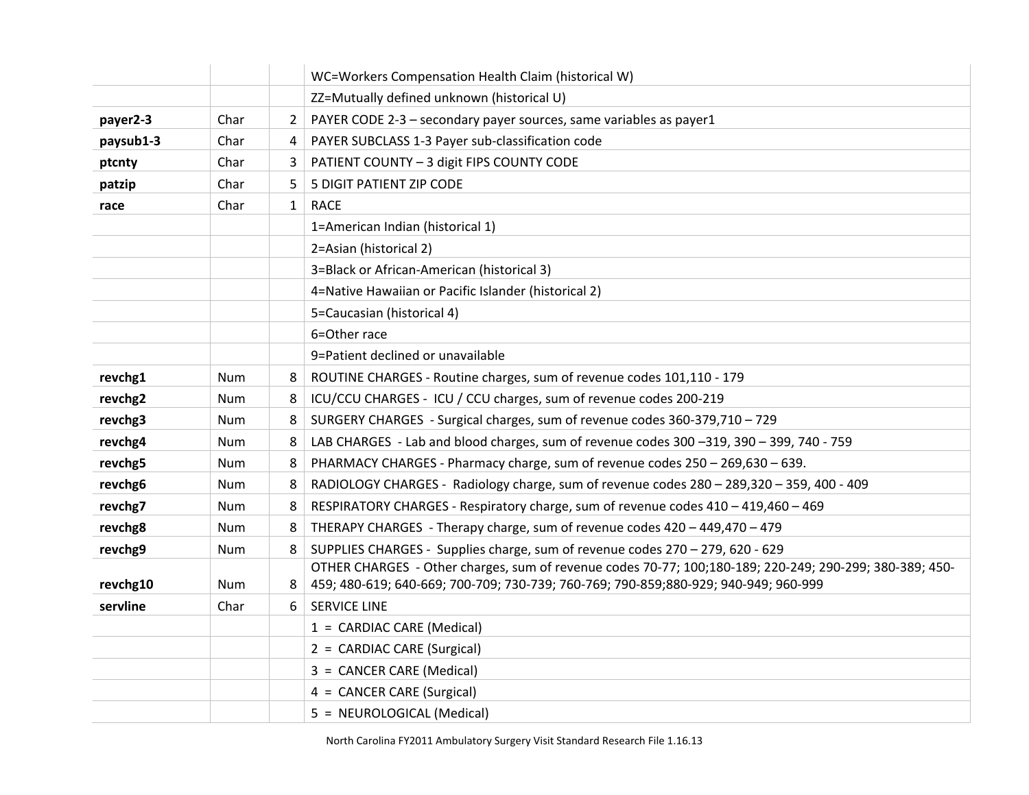| | | | |
|---|---|---|---|
| | | | WC=Workers Compensation Health Claim (historical W) |
| | | | ZZ=Mutually defined unknown (historical U) |
| **payer2-3** | Char | 2 | PAYER CODE 2-3 – secondary payer sources, same variables as payer1 |
| **paysub1-3** | Char | 4 | PAYER SUBCLASS 1-3 Payer sub-classification code |
| **ptcnty** | Char | 3 | PATIENT COUNTY – 3 digit FIPS COUNTY CODE |
| **patzip** | Char | 5 | 5 DIGIT PATIENT ZIP CODE |
| **race** | Char | 1 | RACE |
| | | | 1=American Indian (historical 1) |
| | | | 2=Asian (historical 2) |
| | | | 3=Black or African-American (historical 3) |
| | | | 4=Native Hawaiian or Pacific Islander (historical 2) |
| | | | 5=Caucasian (historical 4) |
| | | | 6=Other race |
| | | | 9=Patient declined or unavailable |
| **revchg1** | Num | 8 | ROUTINE CHARGES - Routine charges, sum of revenue codes 101,110 - 179 |
| **revchg2** | Num | 8 | ICU/CCU CHARGES - ICU / CCU charges, sum of revenue codes 200-219 |
| **revchg3** | Num | 8 | SURGERY CHARGES - Surgical charges, sum of revenue codes 360-379,710 – 729 |
| **revchg4** | Num | 8 | LAB CHARGES - Lab and blood charges, sum of revenue codes 300 –319, 390 – 399, 740 - 759 |
| **revchg5** | Num | 8 | PHARMACY CHARGES - Pharmacy charge, sum of revenue codes 250 – 269,630 – 639. |
| **revchg6** | Num | 8 | RADIOLOGY CHARGES - Radiology charge, sum of revenue codes 280 – 289,320 – 359, 400 - 409 |
| **revchg7** | Num | 8 | RESPIRATORY CHARGES - Respiratory charge, sum of revenue codes 410 – 419,460 – 469 |
| **revchg8** | Num | 8 | THERAPY CHARGES - Therapy charge, sum of revenue codes 420 – 449,470 – 479 |
| **revchg9** | Num | 8 | SUPPLIES CHARGES - Supplies charge, sum of revenue codes 270 – 279, 620 - 629 |
| **revchg10** | Num | 8 | OTHER CHARGES - Other charges, sum of revenue codes 70-77; 100;180-189; 220-249; 290-299; 380-389; 450-459; 480-619; 640-669; 700-709; 730-739; 760-769; 790-859;880-929; 940-949; 960-999 |
| **servline** | Char | 6 | SERVICE LINE |
| | | | 1 = CARDIAC CARE (Medical) |
| | | | 2 = CARDIAC CARE (Surgical) |
| | | | 3 = CANCER CARE (Medical) |
| | | | 4 = CANCER CARE (Surgical) |
| | | | 5 = NEUROLOGICAL (Medical) |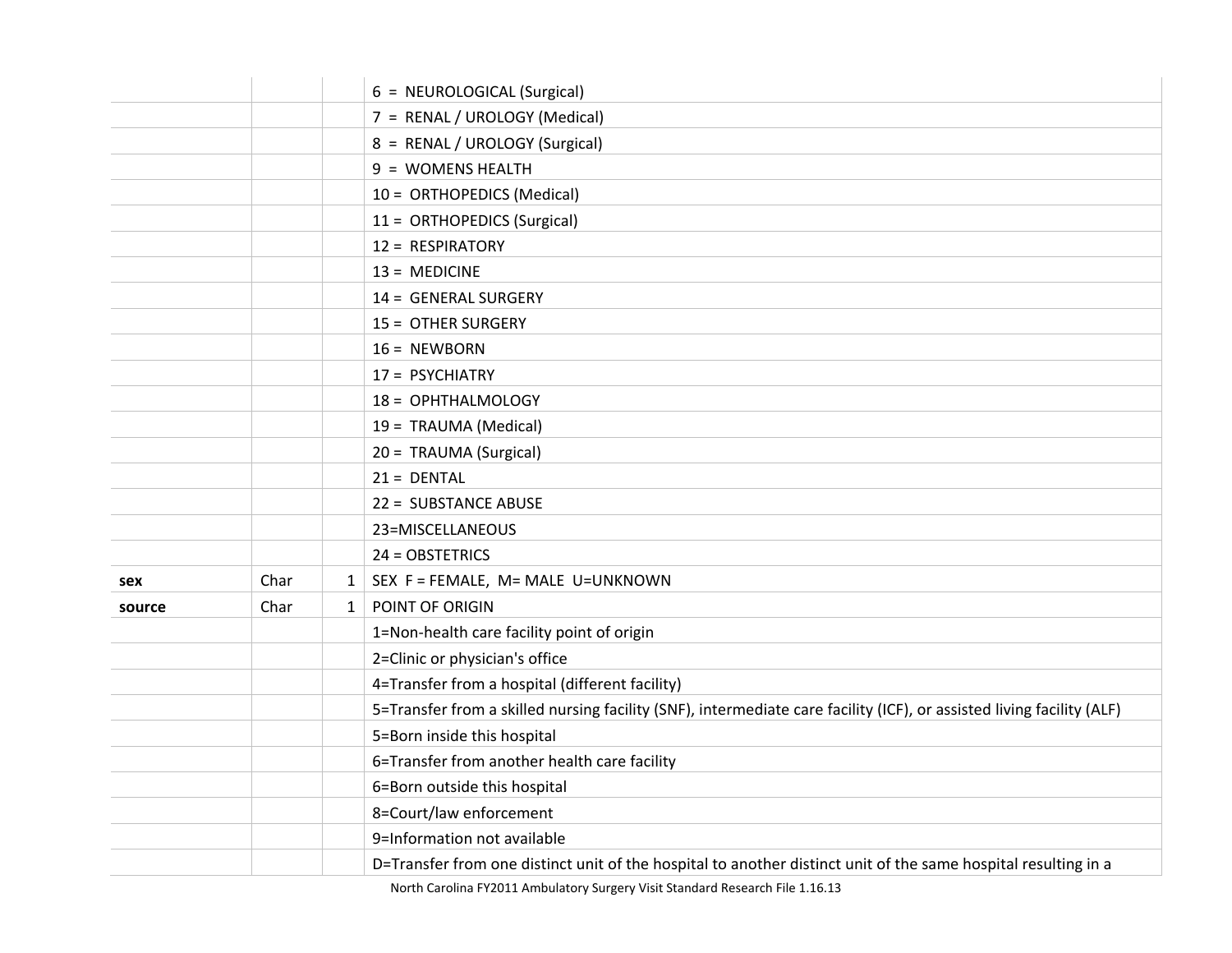| | | | |
|---|---|---|---|
| | | | 6 = NEUROLOGICAL (Surgical) |
| | | | 7 = RENAL / UROLOGY (Medical) |
| | | | 8 = RENAL / UROLOGY (Surgical) |
| | | | 9 = WOMENS HEALTH |
| | | | 10 = ORTHOPEDICS (Medical) |
| | | | 11 = ORTHOPEDICS (Surgical) |
| | | | 12 = RESPIRATORY |
| | | | 13 = MEDICINE |
| | | | 14 = GENERAL SURGERY |
| | | | 15 = OTHER SURGERY |
| | | | 16 = NEWBORN |
| | | | 17 = PSYCHIATRY |
| | | | 18 = OPHTHALMOLOGY |
| | | | 19 = TRAUMA (Medical) |
| | | | 20 = TRAUMA (Surgical) |
| | | | 21 = DENTAL |
| | | | 22 = SUBSTANCE ABUSE |
| | | | 23=MISCELLANEOUS |
| | | | 24 = OBSTETRICS |
| **sex** | Char | 1 | SEX F = FEMALE, M= MALE U=UNKNOWN |
| **source** | Char | 1 | POINT OF ORIGIN |
| | | | 1=Non-health care facility point of origin |
| | | | 2=Clinic or physician's office |
| | | | 4=Transfer from a hospital (different facility) |
| | | | 5=Transfer from a skilled nursing facility (SNF), intermediate care facility (ICF), or assisted living facility (ALF) |
| | | | 5=Born inside this hospital |
| | | | 6=Transfer from another health care facility |
| | | | 6=Born outside this hospital |
| | | | 8=Court/law enforcement |
| | | | 9=Information not available |
| | | | D=Transfer from one distinct unit of the hospital to another distinct unit of the same hospital resulting in a |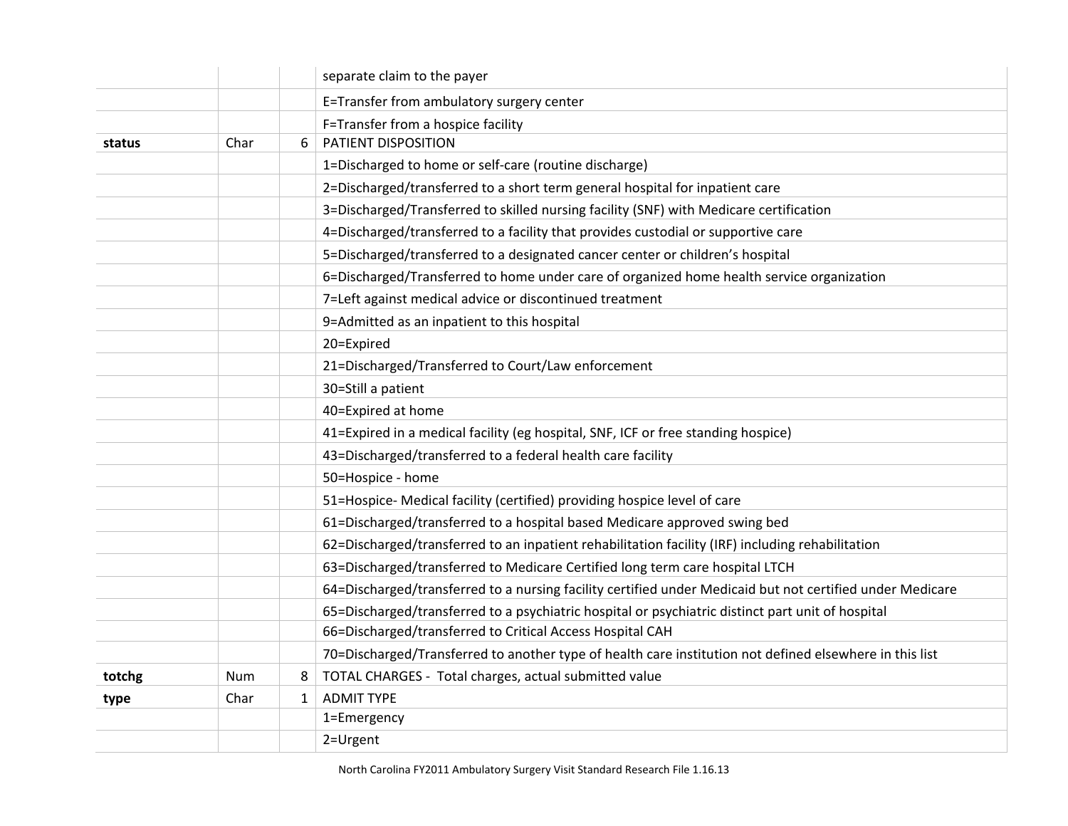| | | | |
|---|---|---|---|
| | | | separate claim to the payer |
| | | | E=Transfer from ambulatory surgery center |
| | | | F=Transfer from a hospice facility |
| **status** | Char | 6 | PATIENT DISPOSITION |
| | | | 1=Discharged to home or self-care (routine discharge) |
| | | | 2=Discharged/transferred to a short term general hospital for inpatient care |
| | | | 3=Discharged/Transferred to skilled nursing facility (SNF) with Medicare certification |
| | | | 4=Discharged/transferred to a facility that provides custodial or supportive care |
| | | | 5=Discharged/transferred to a designated cancer center or children's hospital |
| | | | 6=Discharged/Transferred to home under care of organized home health service organization |
| | | | 7=Left against medical advice or discontinued treatment |
| | | | 9=Admitted as an inpatient to this hospital |
| | | | 20=Expired |
| | | | 21=Discharged/Transferred to Court/Law enforcement |
| | | | 30=Still a patient |
| | | | 40=Expired at home |
| | | | 41=Expired in a medical facility (eg hospital, SNF, ICF or free standing hospice) |
| | | | 43=Discharged/transferred to a federal health care facility |
| | | | 50=Hospice - home |
| | | | 51=Hospice- Medical facility (certified) providing hospice level of care |
| | | | 61=Discharged/transferred to a hospital based Medicare approved swing bed |
| | | | 62=Discharged/transferred to an inpatient rehabilitation facility (IRF) including rehabilitation |
| | | | 63=Discharged/transferred to Medicare Certified long term care hospital LTCH |
| | | | 64=Discharged/transferred to a nursing facility certified under Medicaid but not certified under Medicare |
| | | | 65=Discharged/transferred to a psychiatric hospital or psychiatric distinct part unit of hospital |
| | | | 66=Discharged/transferred to Critical Access Hospital CAH |
| | | | 70=Discharged/Transferred to another type of health care institution not defined elsewhere in this list |
| **totchg** | Num | 8 | TOTAL CHARGES - Total charges, actual submitted value |
| **type** | Char | 1 | ADMIT TYPE |
| | | | 1=Emergency |
| | | | 2=Urgent |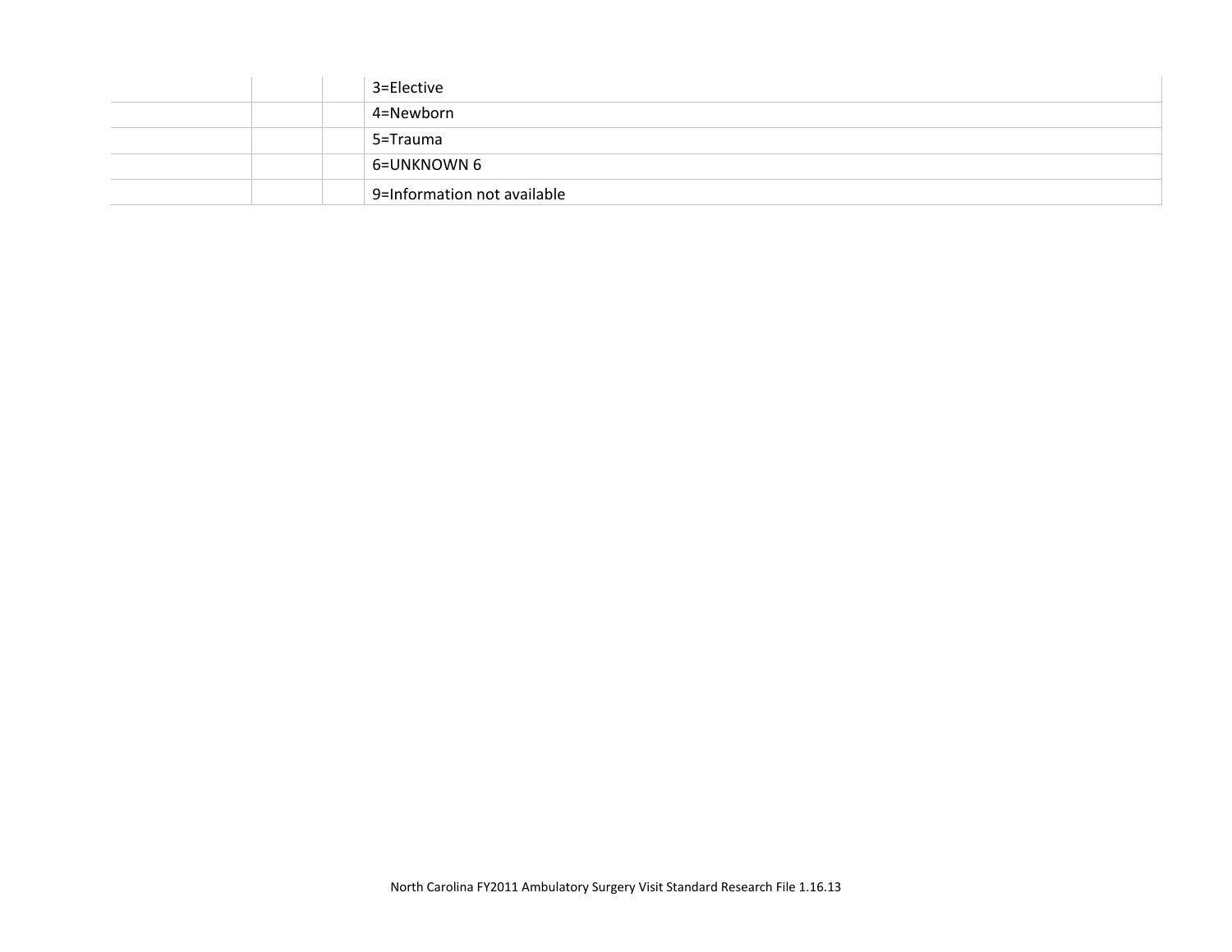| | | | |
|---|---|---|---|
| | | | 3=Elective |
| | | | 4=Newborn |
| | | | 5=Trauma |
| | | | 6=UNKNOWN 6 |
| | | | 9=Information not available |